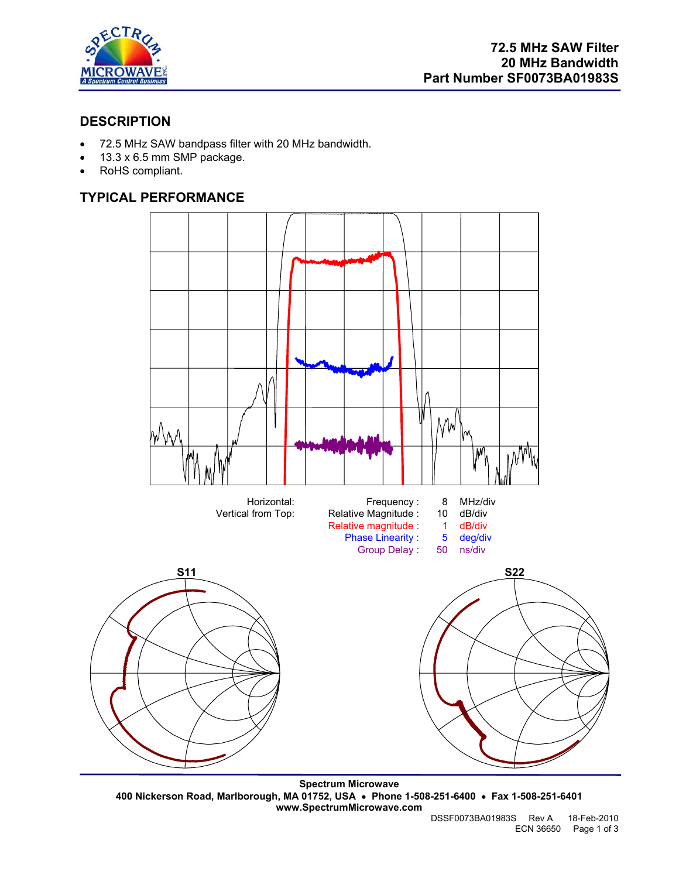# 72.5 MHz SAW Filter
# 20 MHz Bandwidth
# Part Number SF0073BA01983S

## DESCRIPTION

- 72.5 MHz SAW bandpass filter with 20 MHz bandwidth.
- 13.3 x 6.5 mm SMP package.
- RoHS compliant.

## TYPICAL PERFORMANCE

| | | | |
|---|---|---|---|
| Horizontal: | Frequency : | 8 | MHz/div |
| Vertical from Top: | Relative Magnitude : | 10 | dB/div |
| | Relative magnitude : | 1 | dB/div |
| | Phase Linearity : | 5 | deg/div |
| | Group Delay : | 50 | ns/div |

S11

S22

Spectrum Microwave
400 Nickerson Road, Marlborough, MA 01752, USA • Phone 1-508-251-6400 • Fax 1-508-251-6401
www.SpectrumMicrowave.com

DSSF0073BA01983S Rev A 18-Feb-2010
ECN 36650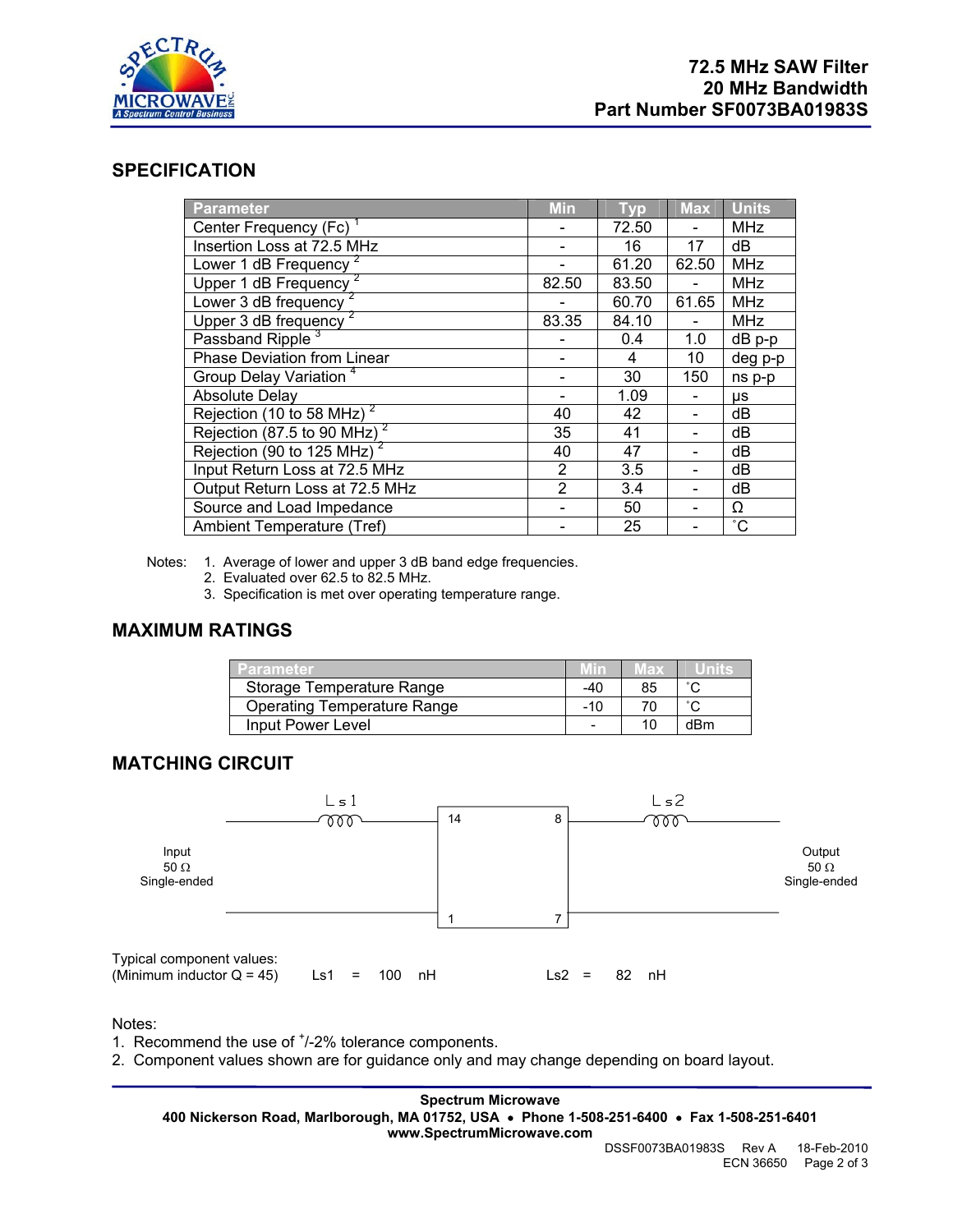# 72.5 MHz SAW Filter
# 20 MHz Bandwidth
# Part Number SF0073BA01983S

## SPECIFICATION

| Parameter | Min | Typ | Max | Units |
|---|---|---|---|---|
| Center Frequency (Fc) [1] | - | 72.50 | - | MHz |
| Insertion Loss at 72.5 MHz | - | 16 | 17 | dB |
| Lower 1 dB Frequency [2] | - | 61.20 | 62.50 | MHz |
| Upper 1 dB Frequency [2] | 82.50 | 83.50 | - | MHz |
| Lower 3 dB frequency [2] | - | 60.70 | 61.65 | MHz |
| Upper 3 dB frequency [2] | 83.35 | 84.10 | - | MHz |
| Passband Ripple [3] | - | 0.4 | 1.0 | dB p-p |
| Phase Deviation from Linear | - | 4 | 10 | deg p-p |
| Group Delay Variation [4] | - | 30 | 150 | ns p-p |
| Absolute Delay | - | 1.09 | - | µs |
| Rejection (10 to 58 MHz) [2] | 40 | 42 | - | dB |
| Rejection (87.5 to 90 MHz) [2] | 35 | 41 | - | dB |
| Rejection (90 to 125 MHz) [2] | 40 | 47 | - | dB |
| Input Return Loss at 72.5 MHz | 2 | 3.5 | - | dB |
| Output Return Loss at 72.5 MHz | 2 | 3.4 | - | dB |
| Source and Load Impedance | - | 50 | - | Ω |
| Ambient Temperature (Tref) | - | 25 | - | ˚C |

Notes:
1. Average of lower and upper 3 dB band edge frequencies.
2. Evaluated over 62.5 to 82.5 MHz.
3. Specification is met over operating temperature range.

## MAXIMUM RATINGS

| Parameter | Min | Max | Units |
|---|---|---|---|
| Storage Temperature Range | -40 | 85 | ˚C |
| Operating Temperature Range | -10 | 70 | ˚C |
| Input Power Level | - | 10 | dBm |

## MATCHING CIRCUIT

Input 50 Ω Single-ended — Ls1 — pins 14 / 1 — [filter] — pins 8 / 7 — Ls2 — Output 50 Ω Single-ended

Typical component values:
(Minimum inductor Q = 45) Ls1 = 100 nH Ls2 = 82 nH

Notes:
1. Recommend the use of +/-2% tolerance components.
2. Component values shown are for guidance only and may change depending on board layout.

**Spectrum Microwave**
**400 Nickerson Road, Marlborough, MA 01752, USA • Phone 1-508-251-6400 • Fax 1-508-251-6401**
**www.SpectrumMicrowave.com**

DSSF0073BA01983S Rev A 18-Feb-2010
ECN 36650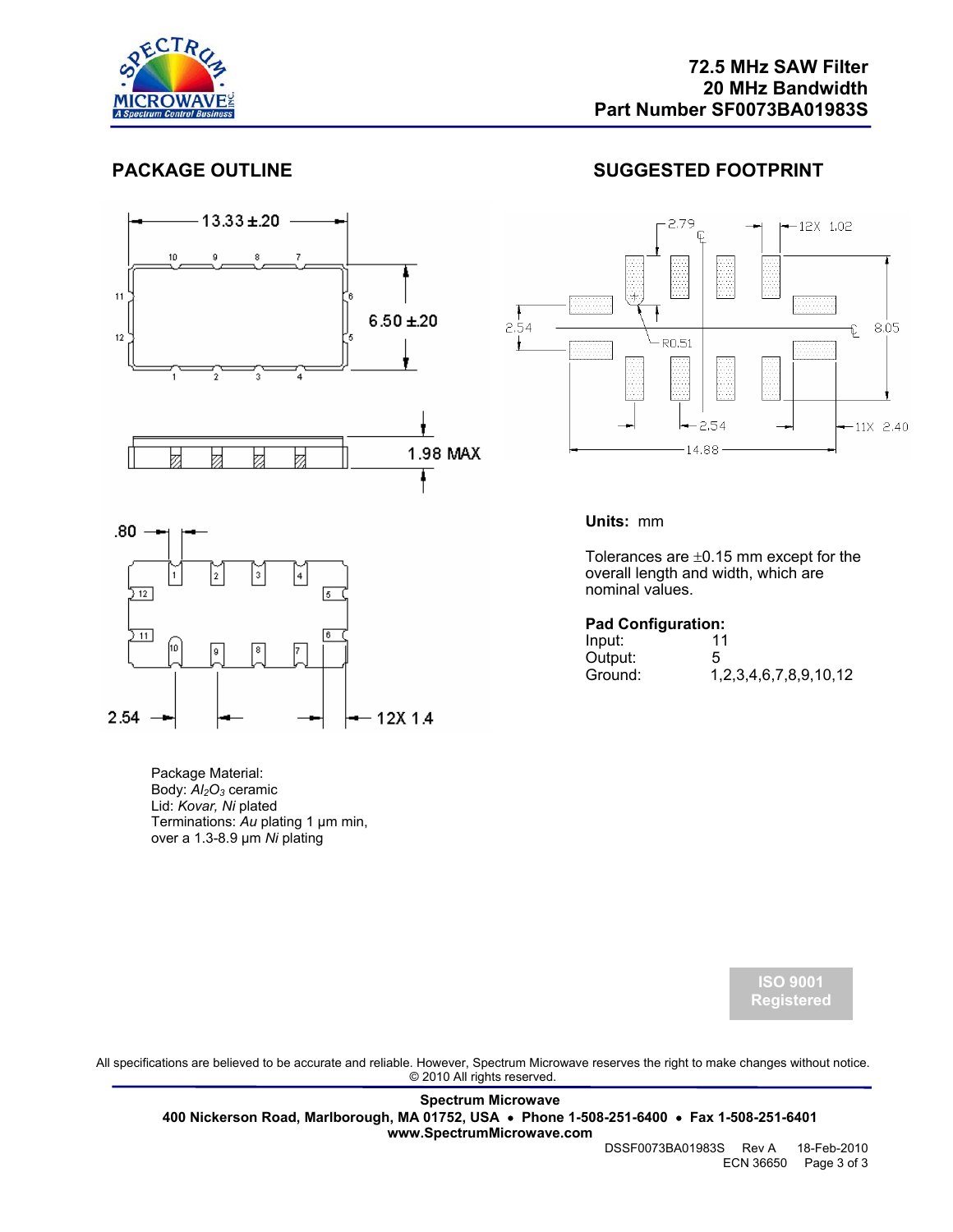## 72.5 MHz SAW Filter
## 20 MHz Bandwidth
## Part Number SF0073BA01983S

### PACKAGE OUTLINE

13.33 ±.20

6.50 ±.20

1.98 MAX

.80

2.54

12X 1.4

### SUGGESTED FOOTPRINT

2.79

12X 1.02

2.54

8.05

R0.51

2.54

11X 2.40

14.88

**Units:** mm

Tolerances are ±0.15 mm except for the overall length and width, which are nominal values.

**Pad Configuration:**

| | |
|---|---|
| Input: | 11 |
| Output: | 5 |
| Ground: | 1,2,3,4,6,7,8,9,10,12 |

Package Material:
Body: $Al_2O_3$ ceramic
Lid: *Kovar, Ni* plated
Terminations: *Au* plating 1 µm min, over a 1.3-8.9 µm *Ni* plating

ISO 9001 Registered

All specifications are believed to be accurate and reliable. However, Spectrum Microwave reserves the right to make changes without notice.
© 2010 All rights reserved.

**Spectrum Microwave**
**400 Nickerson Road, Marlborough, MA 01752, USA • Phone 1-508-251-6400 • Fax 1-508-251-6401**
**www.SpectrumMicrowave.com**

DSSF0073BA01983S Rev A 18-Feb-2010
ECN 36650